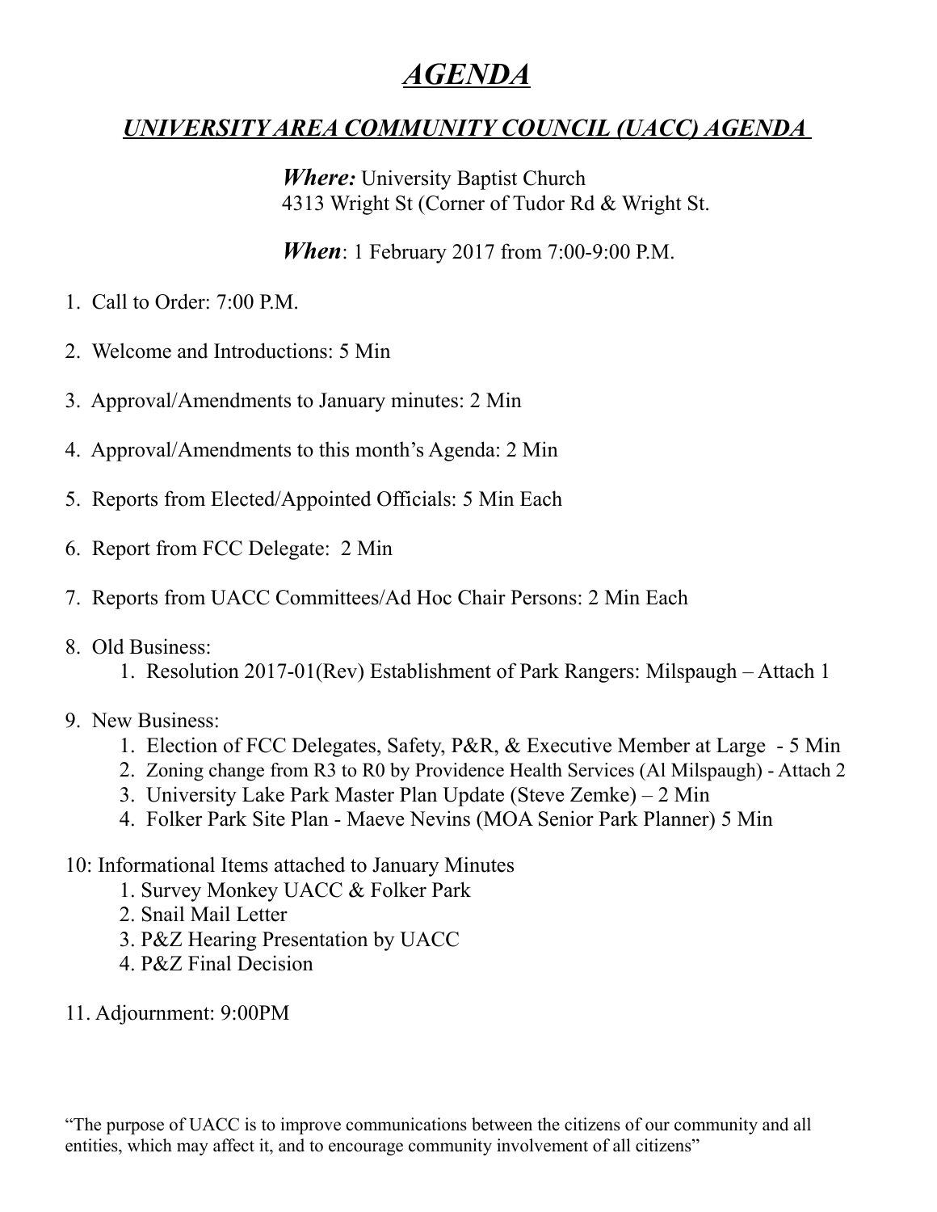# *AGENDA*

## *UNIVERSITY AREA COMMUNITY COUNCIL (UACC) AGENDA*

***Where:*** University Baptist Church
4313 Wright St (Corner of Tudor Rd & Wright St.

***When***: 1 February 2017 from 7:00-9:00 P.M.

1. Call to Order: 7:00 P.M.

2. Welcome and Introductions: 5 Min

3. Approval/Amendments to January minutes: 2 Min

4. Approval/Amendments to this month's Agenda: 2 Min

5. Reports from Elected/Appointed Officials: 5 Min Each

6. Report from FCC Delegate: 2 Min

7. Reports from UACC Committees/Ad Hoc Chair Persons: 2 Min Each

8. Old Business:
    1. Resolution 2017-01(Rev) Establishment of Park Rangers: Milspaugh – Attach 1

9. New Business:
    1. Election of FCC Delegates, Safety, P&R, & Executive Member at Large - 5 Min
    2. Zoning change from R3 to R0 by Providence Health Services (Al Milspaugh) - Attach 2
    3. University Lake Park Master Plan Update (Steve Zemke) – 2 Min
    4. Folker Park Site Plan - Maeve Nevins (MOA Senior Park Planner) 5 Min

10: Informational Items attached to January Minutes
    1. Survey Monkey UACC & Folker Park
    2. Snail Mail Letter
    3. P&Z Hearing Presentation by UACC
    4. P&Z Final Decision

11. Adjournment: 9:00PM

"The purpose of UACC is to improve communications between the citizens of our community and all entities, which may affect it, and to encourage community involvement of all citizens"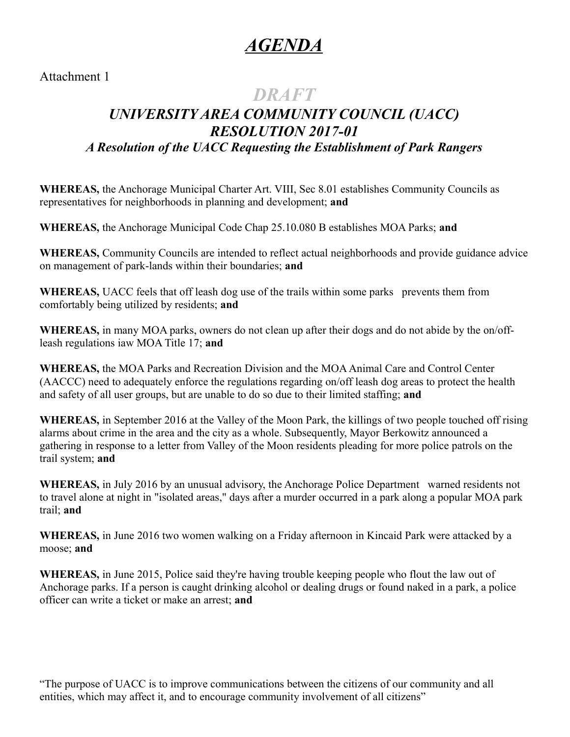# *AGENDA*

Attachment 1

## *DRAFT*

## *UNIVERSITY AREA COMMUNITY COUNCIL (UACC)*
## *RESOLUTION 2017-01*
### *A Resolution of the UACC Requesting the Establishment of Park Rangers*

**WHEREAS,** the Anchorage Municipal Charter Art. VIII, Sec 8.01 establishes Community Councils as representatives for neighborhoods in planning and development; **and**

**WHEREAS,** the Anchorage Municipal Code Chap 25.10.080 B establishes MOA Parks; **and**

**WHEREAS,** Community Councils are intended to reflect actual neighborhoods and provide guidance advice on management of park-lands within their boundaries; **and**

**WHEREAS,** UACC feels that off leash dog use of the trails within some parks prevents them from comfortably being utilized by residents; **and**

**WHEREAS,** in many MOA parks, owners do not clean up after their dogs and do not abide by the on/off-leash regulations iaw MOA Title 17; **and**

**WHEREAS,** the MOA Parks and Recreation Division and the MOA Animal Care and Control Center (AACCC) need to adequately enforce the regulations regarding on/off leash dog areas to protect the health and safety of all user groups, but are unable to do so due to their limited staffing; **and**

**WHEREAS,** in September 2016 at the Valley of the Moon Park, the killings of two people touched off rising alarms about crime in the area and the city as a whole. Subsequently, Mayor Berkowitz announced a gathering in response to a letter from Valley of the Moon residents pleading for more police patrols on the trail system; **and**

**WHEREAS,** in July 2016 by an unusual advisory, the Anchorage Police Department warned residents not to travel alone at night in "isolated areas," days after a murder occurred in a park along a popular MOA park trail; **and**

**WHEREAS,** in June 2016 two women walking on a Friday afternoon in Kincaid Park were attacked by a moose; **and**

**WHEREAS,** in June 2015, Police said they're having trouble keeping people who flout the law out of Anchorage parks. If a person is caught drinking alcohol or dealing drugs or found naked in a park, a police officer can write a ticket or make an arrest; **and**

"The purpose of UACC is to improve communications between the citizens of our community and all entities, which may affect it, and to encourage community involvement of all citizens"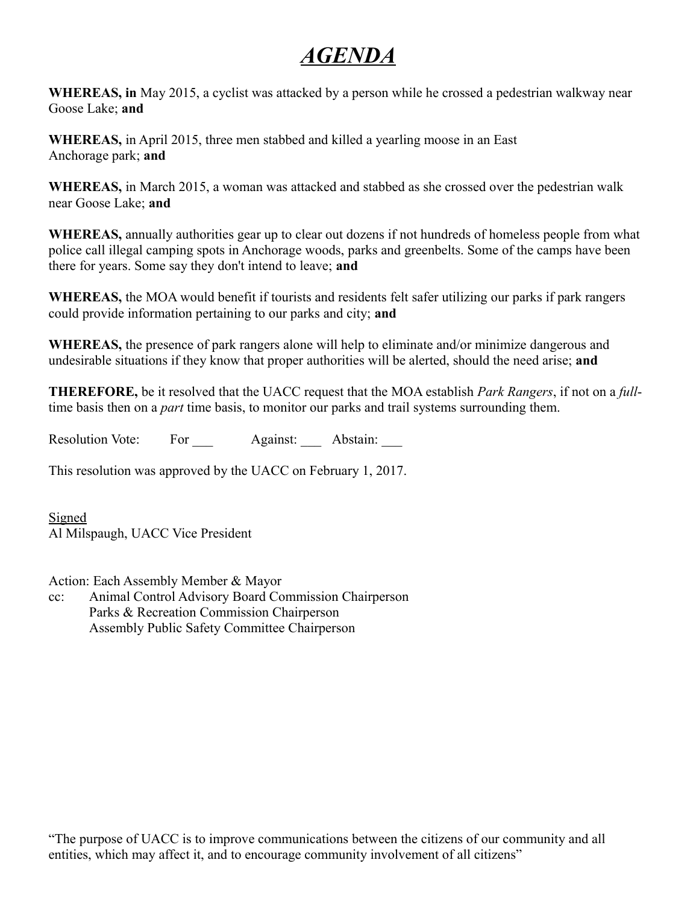# ***AGENDA***

**WHEREAS, in** May 2015, a cyclist was attacked by a person while he crossed a pedestrian walkway near Goose Lake; **and**

**WHEREAS,** in April 2015, three men stabbed and killed a yearling moose in an East Anchorage park; **and**

**WHEREAS,** in March 2015, a woman was attacked and stabbed as she crossed over the pedestrian walk near Goose Lake; **and**

**WHEREAS,** annually authorities gear up to clear out dozens if not hundreds of homeless people from what police call illegal camping spots in Anchorage woods, parks and greenbelts. Some of the camps have been there for years. Some say they don't intend to leave; **and**

**WHEREAS,** the MOA would benefit if tourists and residents felt safer utilizing our parks if park rangers could provide information pertaining to our parks and city; **and**

**WHEREAS,** the presence of park rangers alone will help to eliminate and/or minimize dangerous and undesirable situations if they know that proper authorities will be alerted, should the need arise; **and**

**THEREFORE,** be it resolved that the UACC request that the MOA establish *Park Rangers*, if not on a *full*-time basis then on a *part* time basis, to monitor our parks and trail systems surrounding them.

Resolution Vote: For ___ Against: ___ Abstain: ___

This resolution was approved by the UACC on February 1, 2017.

Signed
Al Milspaugh, UACC Vice President

Action: Each Assembly Member & Mayor
cc: Animal Control Advisory Board Commission Chairperson
Parks & Recreation Commission Chairperson
Assembly Public Safety Committee Chairperson

"The purpose of UACC is to improve communications between the citizens of our community and all entities, which may affect it, and to encourage community involvement of all citizens"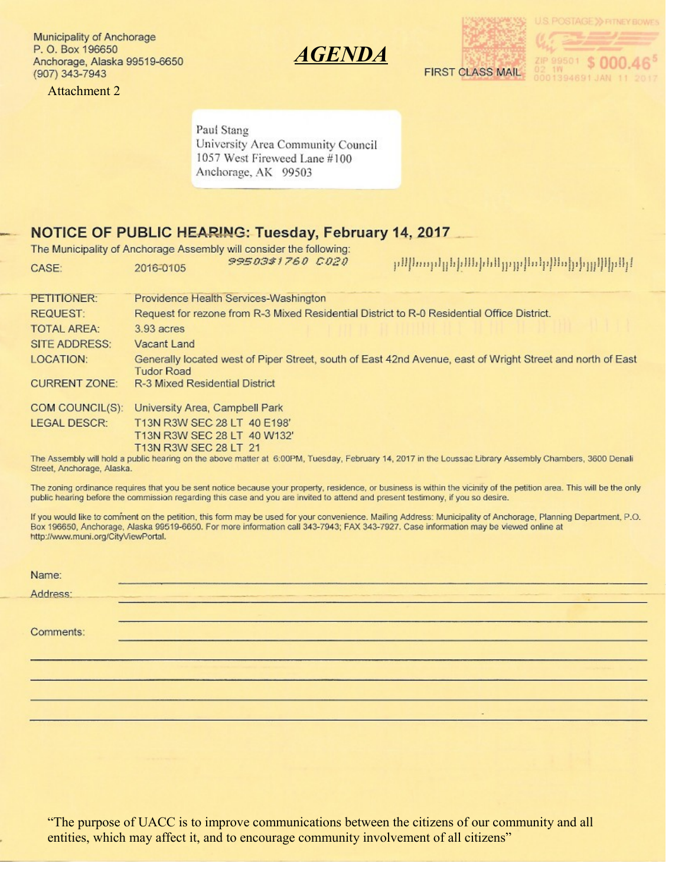Municipality of Anchorage
P. O. Box 196650
Anchorage, Alaska 99519-6650
(907) 343-7943

Attachment 2

***AGENDA***

FIRST CLASS MAIL

U.S. POSTAGE PITNEY BOWES
ZIP 99501 $ 000.46⁵
02 1W
0001394691 JAN 11 2017

Paul Stang
University Area Community Council
1057 West Fireweed Lane #100
Anchorage, AK 99503

## NOTICE OF PUBLIC HEARING: Tuesday, February 14, 2017

The Municipality of Anchorage Assembly will consider the following:

99503$1760 C020

| | |
|---|---|
| CASE: | 2016-0105 |
| PETITIONER: | Providence Health Services-Washington |
| REQUEST: | Request for rezone from R-3 Mixed Residential District to R-0 Residential Office District. |
| TOTAL AREA: | 3.93 acres |
| SITE ADDRESS: | Vacant Land |
| LOCATION: | Generally located west of Piper Street, south of East 42nd Avenue, east of Wright Street and north of East Tudor Road |
| CURRENT ZONE: | R-3 Mixed Residential District |
| COM COUNCIL(S): | University Area, Campbell Park |
| LEGAL DESCR: | T13N R3W SEC 28 LT 40 E198'<br>T13N R3W SEC 28 LT 40 W132'<br>T13N R3W SEC 28 LT 21 |

The Assembly will hold a public hearing on the above matter at 6:00PM, Tuesday, February 14, 2017 in the Loussac Library Assembly Chambers, 3600 Denali Street, Anchorage, Alaska.

The zoning ordinance requires that you be sent notice because your property, residence, or business is within the vicinity of the petition area. This will be the only public hearing before the commission regarding this case and you are invited to attend and present testimony, if you so desire.

If you would like to comment on the petition, this form may be used for your convenience. Mailing Address: Municipality of Anchorage, Planning Department, P.O. Box 196650, Anchorage, Alaska 99519-6650. For more information call 343-7943; FAX 343-7927. Case information may be viewed online at http://www.muni.org/CityViewPortal.

Name: ____________________________________________

Address: ____________________________________________

____________________________________________

Comments: ____________________________________________

____________________________________________

____________________________________________

____________________________________________

____________________________________________

"The purpose of UACC is to improve communications between the citizens of our community and all entities, which may affect it, and to encourage community involvement of all citizens"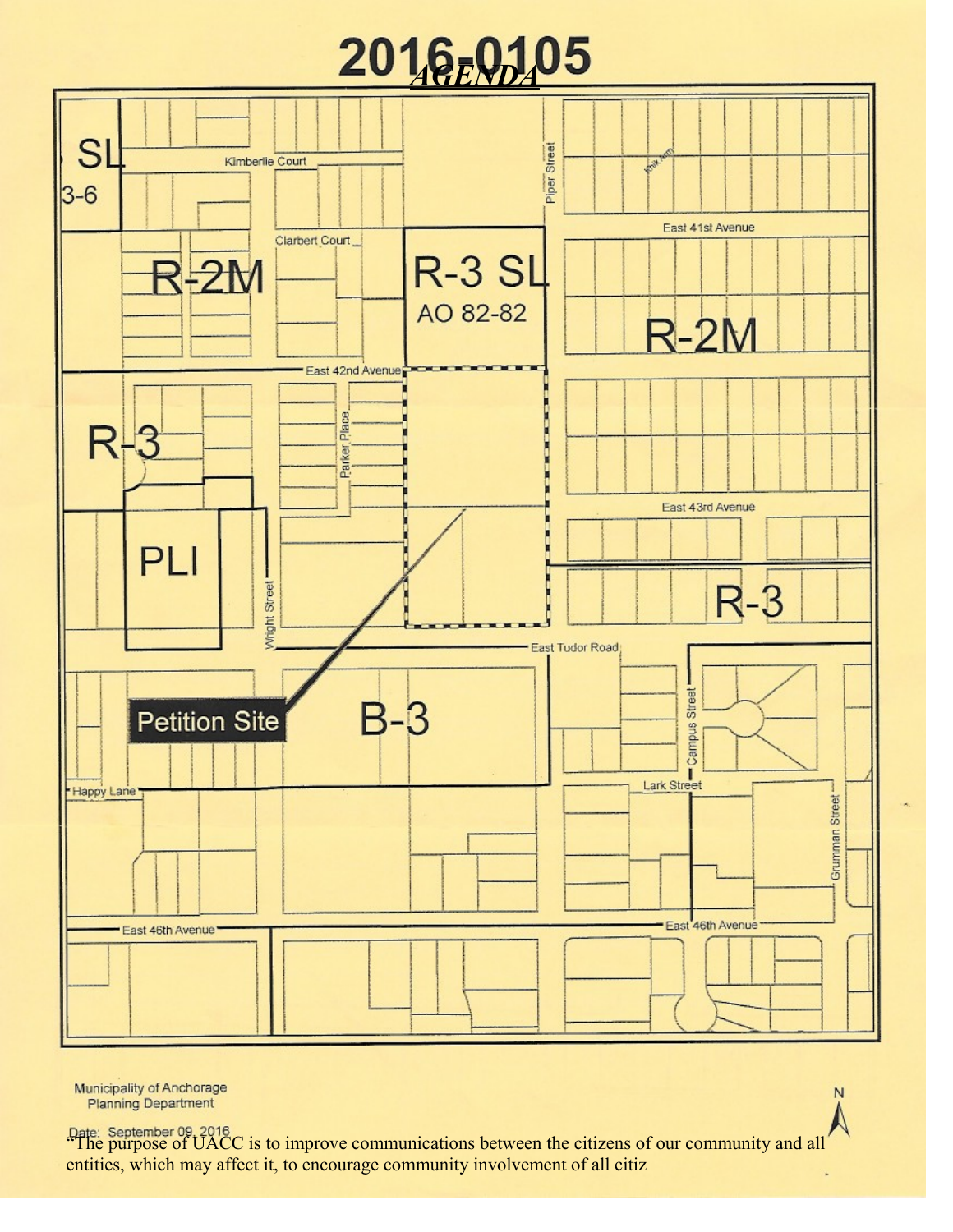# 2016-0105

***AGENDA***

SL
3-6

Kimberlie Court

Piper Street

Khik Ave

East 41st Avenue

Clarbert Court

R-2M

R-3 SL
AO 82-82

R-2M

East 42nd Avenue

R-3

Parker Place

East 43rd Avenue

PLI

Wright Street

R-3

East Tudor Road

Petition Site

B-3

Campus Street

Happy Lane

Lark Street

Grumman Street

East 46th Avenue

East 46th Avenue

Municipality of Anchorage
Planning Department

Date: September 09, 2016

N

"The purpose of UACC is to improve communications between the citizens of our community and all entities, which may affect it, to encourage community involvement of all citiz